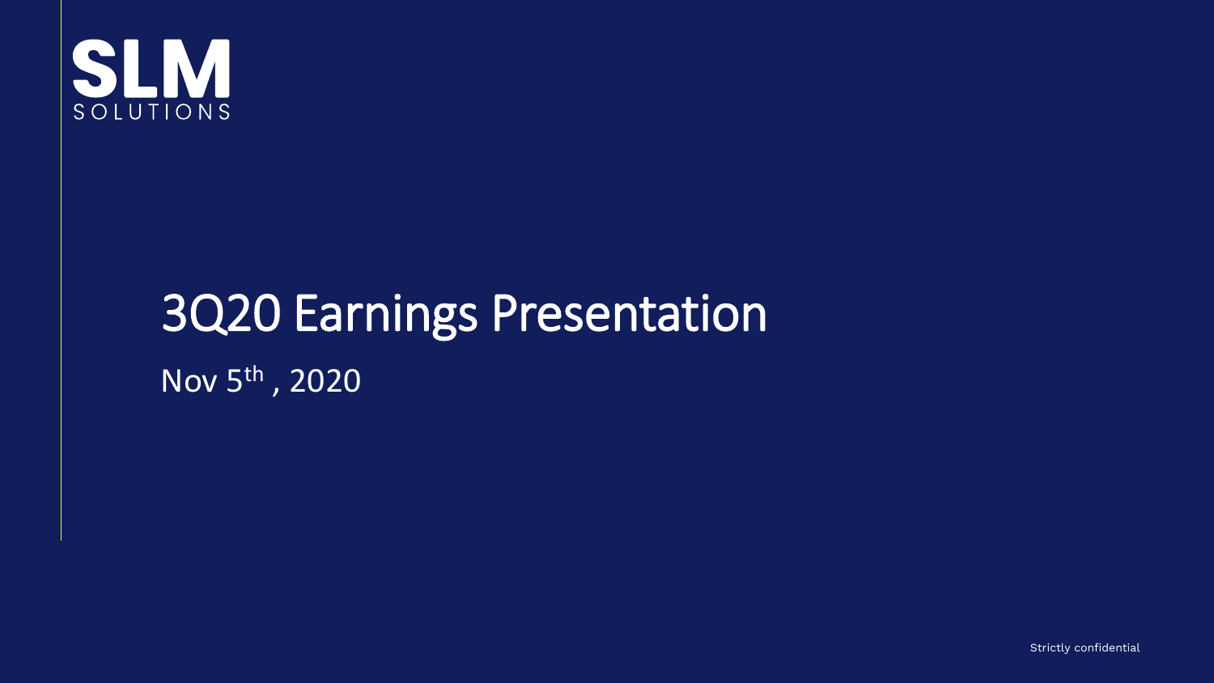SLM SOLUTIONS

# 3Q20 Earnings Presentation

Nov 5th , 2020

Strictly confidential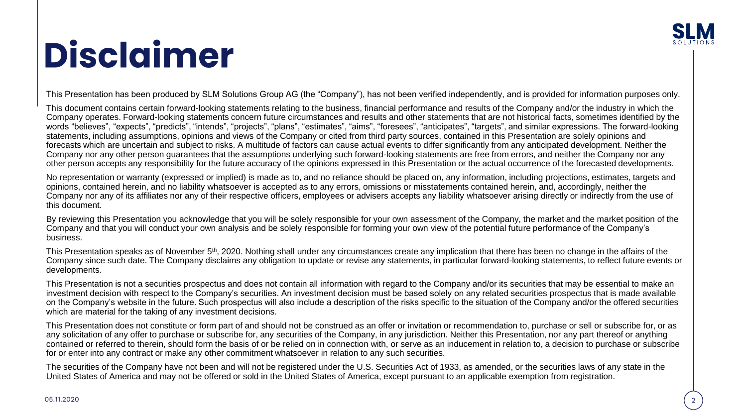# Disclaimer

This Presentation has been produced by SLM Solutions Group AG (the "Company"), has not been verified independently, and is provided for information purposes only.

This document contains certain forward-looking statements relating to the business, financial performance and results of the Company and/or the industry in which the Company operates. Forward-looking statements concern future circumstances and results and other statements that are not historical facts, sometimes identified by the words "believes", "expects", "predicts", "intends", "projects", "plans", "estimates", "aims", "foresees", "anticipates", "targets", and similar expressions. The forward-looking statements, including assumptions, opinions and views of the Company or cited from third party sources, contained in this Presentation are solely opinions and forecasts which are uncertain and subject to risks. A multitude of factors can cause actual events to differ significantly from any anticipated development. Neither the Company nor any other person guarantees that the assumptions underlying such forward-looking statements are free from errors, and neither the Company nor any other person accepts any responsibility for the future accuracy of the opinions expressed in this Presentation or the actual occurrence of the forecasted developments.

No representation or warranty (expressed or implied) is made as to, and no reliance should be placed on, any information, including projections, estimates, targets and opinions, contained herein, and no liability whatsoever is accepted as to any errors, omissions or misstatements contained herein, and, accordingly, neither the Company nor any of its affiliates nor any of their respective officers, employees or advisers accepts any liability whatsoever arising directly or indirectly from the use of this document.

By reviewing this Presentation you acknowledge that you will be solely responsible for your own assessment of the Company, the market and the market position of the Company and that you will conduct your own analysis and be solely responsible for forming your own view of the potential future performance of the Company's business.

This Presentation speaks as of November 5th, 2020. Nothing shall under any circumstances create any implication that there has been no change in the affairs of the Company since such date. The Company disclaims any obligation to update or revise any statements, in particular forward-looking statements, to reflect future events or developments.

This Presentation is not a securities prospectus and does not contain all information with regard to the Company and/or its securities that may be essential to make an investment decision with respect to the Company's securities. An investment decision must be based solely on any related securities prospectus that is made available on the Company's website in the future. Such prospectus will also include a description of the risks specific to the situation of the Company and/or the offered securities which are material for the taking of any investment decisions.

This Presentation does not constitute or form part of and should not be construed as an offer or invitation or recommendation to, purchase or sell or subscribe for, or as any solicitation of any offer to purchase or subscribe for, any securities of the Company, in any jurisdiction. Neither this Presentation, nor any part thereof or anything contained or referred to therein, should form the basis of or be relied on in connection with, or serve as an inducement in relation to, a decision to purchase or subscribe for or enter into any contract or make any other commitment whatsoever in relation to any such securities.

The securities of the Company have not been and will not be registered under the U.S. Securities Act of 1933, as amended, or the securities laws of any state in the United States of America and may not be offered or sold in the United States of America, except pursuant to an applicable exemption from registration.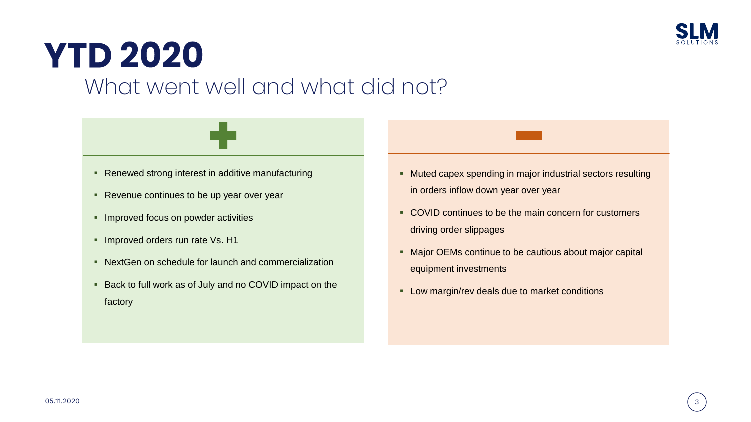# YTD 2020

## What went well and what did not?

### +

- Renewed strong interest in additive manufacturing
- Revenue continues to be up year over year
- Improved focus on powder activities
- Improved orders run rate Vs. H1
- NextGen on schedule for launch and commercialization
- Back to full work as of July and no COVID impact on the factory

### –

- Muted capex spending in major industrial sectors resulting in orders inflow down year over year
- COVID continues to be the main concern for customers driving order slippages
- Major OEMs continue to be cautious about major capital equipment investments
- Low margin/rev deals due to market conditions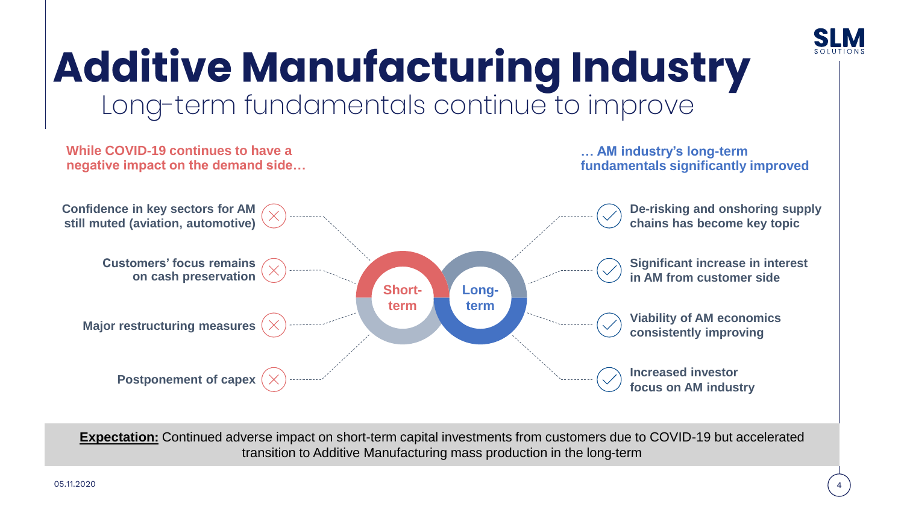# Additive Manufacturing Industry

## Long-term fundamentals continue to improve

**While COVID-19 continues to have a negative impact on the demand side…**

- Confidence in key sectors for AM still muted (aviation, automotive)
- Customers' focus remains on cash preservation
- Major restructuring measures
- Postponement of capex

**Short-term**

**Long-term**

**… AM industry's long-term fundamentals significantly improved**

- De-risking and onshoring supply chains has become key topic
- Significant increase in interest in AM from customer side
- Viability of AM economics consistently improving
- Increased investor focus on AM industry

**Expectation:** Continued adverse impact on short-term capital investments from customers due to COVID-19 but accelerated transition to Additive Manufacturing mass production in the long-term

05.11.2020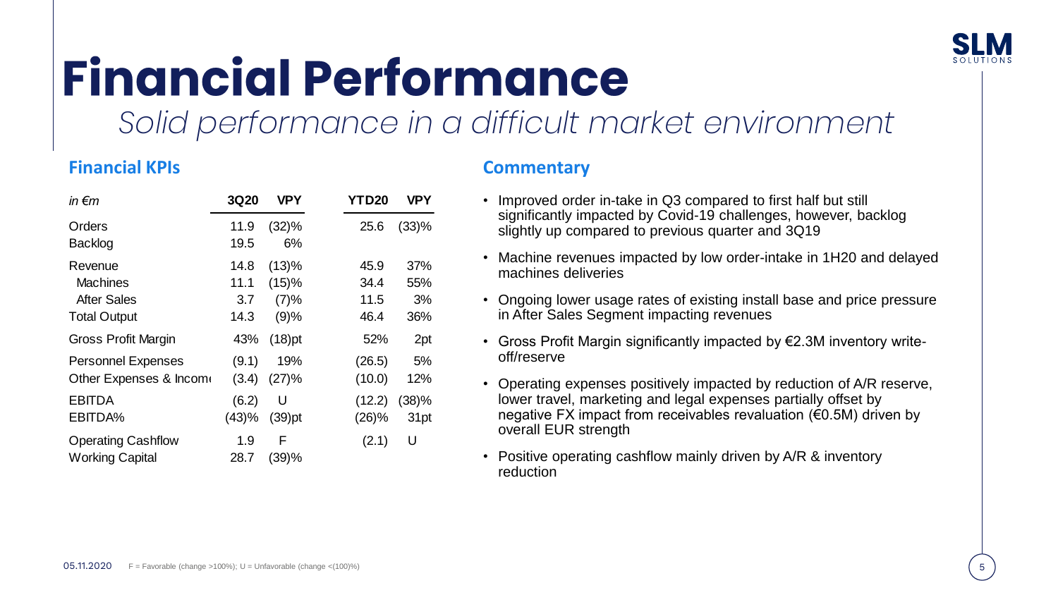# Financial Performance

*Solid performance in a difficult market environment*

### Financial KPIs

| *in €m* | 3Q20 | VPY | YTD20 | VPY |
|---|---|---|---|---|
| Orders | 11.9 | (32)% | 25.6 | (33)% |
| Backlog | 19.5 | 6% | | |
| Revenue | 14.8 | (13)% | 45.9 | 37% |
| Machines | 11.1 | (15)% | 34.4 | 55% |
| After Sales | 3.7 | (7)% | 11.5 | 3% |
| Total Output | 14.3 | (9)% | 46.4 | 36% |
| Gross Profit Margin | 43% | (18)pt | 52% | 2pt |
| Personnel Expenses | (9.1) | 19% | (26.5) | 5% |
| Other Expenses & Income | (3.4) | (27)% | (10.0) | 12% |
| EBITDA | (6.2) | U | (12.2) | (38)% |
| EBITDA% | (43)% | (39)pt | (26)% | 31pt |
| Operating Cashflow | 1.9 | F | (2.1) | U |
| Working Capital | 28.7 | (39)% | | |

### Commentary

- Improved order in-take in Q3 compared to first half but still significantly impacted by Covid-19 challenges, however, backlog slightly up compared to previous quarter and 3Q19
- Machine revenues impacted by low order-intake in 1H20 and delayed machines deliveries
- Ongoing lower usage rates of existing install base and price pressure in After Sales Segment impacting revenues
- Gross Profit Margin significantly impacted by €2.3M inventory write-off/reserve
- Operating expenses positively impacted by reduction of A/R reserve, lower travel, marketing and legal expenses partially offset by negative FX impact from receivables revaluation (€0.5M) driven by overall EUR strength
- Positive operating cashflow mainly driven by A/R & inventory reduction

05.11.2020 F = Favorable (change >100%); U = Unfavorable (change <(100)%)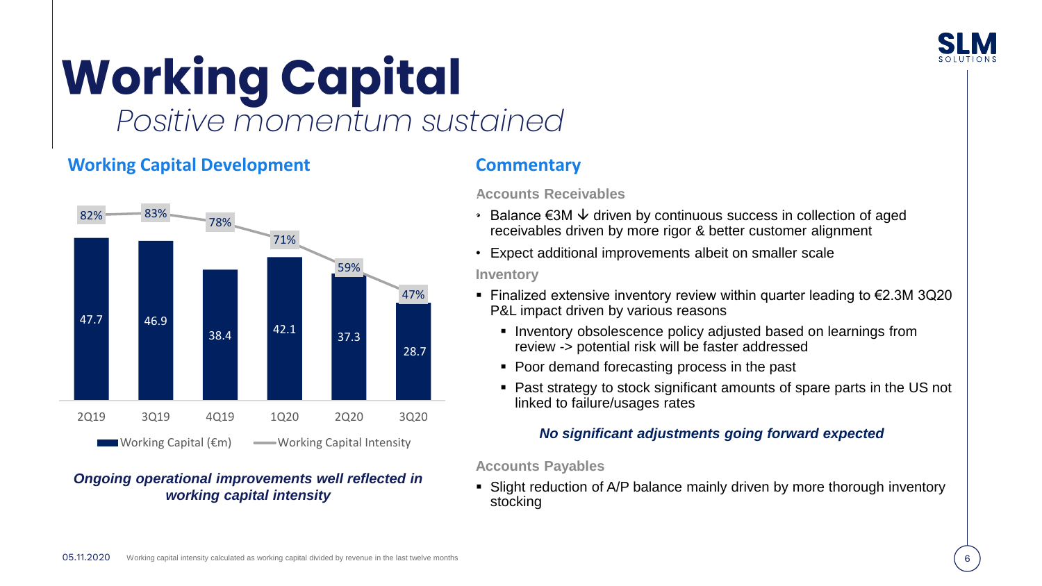# Working Capital

*Positive momentum sustained*

## Working Capital Development

| | 2Q19 | 3Q19 | 4Q19 | 1Q20 | 2Q20 | 3Q20 |
|---|---|---|---|---|---|---|
| Working Capital (€m) | 47.7 | 46.9 | 38.4 | 42.1 | 37.3 | 28.7 |
| Working Capital Intensity | 82% | 83% | 78% | 71% | 59% | 47% |

***Ongoing operational improvements well reflected in working capital intensity***

## Commentary

**Accounts Receivables**

- Balance €3M ↓ driven by continuous success in collection of aged receivables driven by more rigor & better customer alignment
- Expect additional improvements albeit on smaller scale

**Inventory**

- Finalized extensive inventory review within quarter leading to €2.3M 3Q20 P&L impact driven by various reasons
  - Inventory obsolescence policy adjusted based on learnings from review -> potential risk will be faster addressed
  - Poor demand forecasting process in the past
  - Past strategy to stock significant amounts of spare parts in the US not linked to failure/usages rates

***No significant adjustments going forward expected***

**Accounts Payables**

- Slight reduction of A/P balance mainly driven by more thorough inventory stocking

05.11.2020 Working capital intensity calculated as working capital divided by revenue in the last twelve months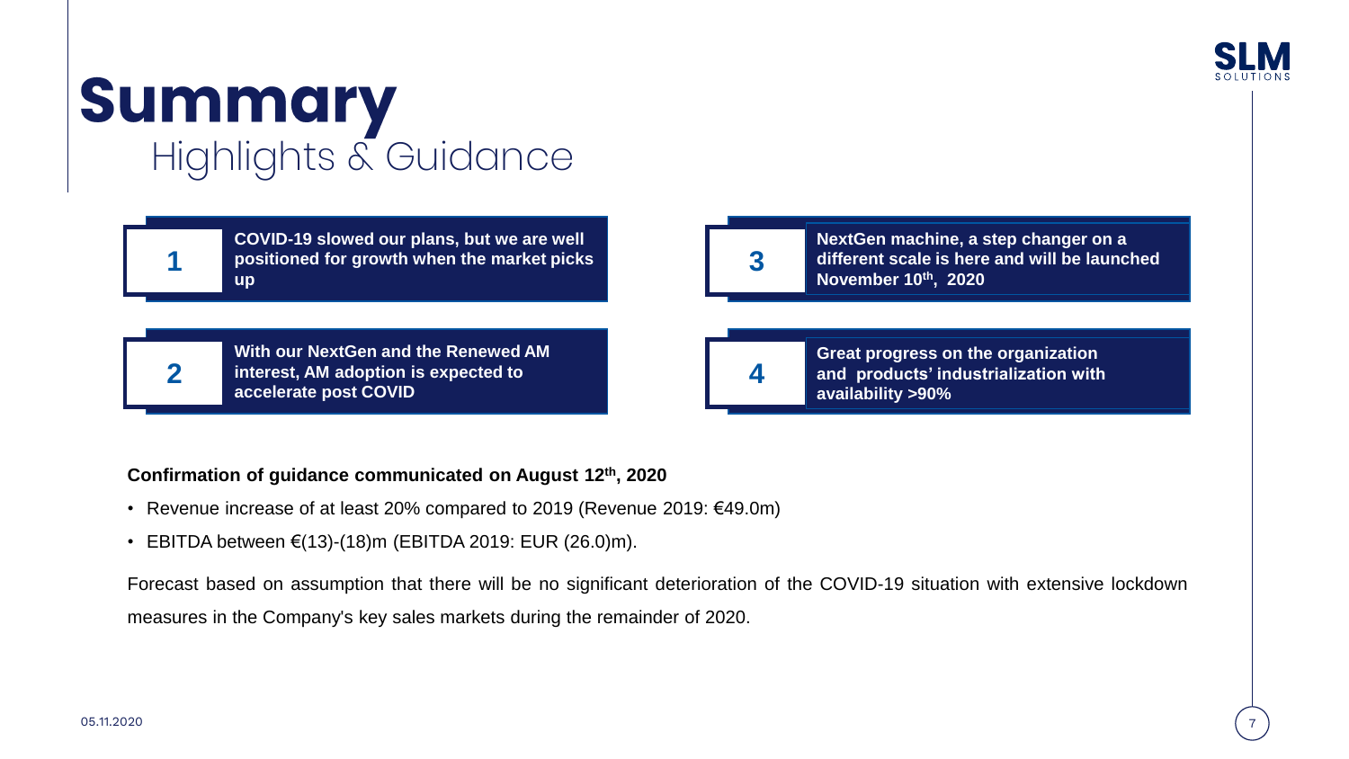# Summary
## Highlights & Guidance

**1** — **COVID-19 slowed our plans, but we are well positioned for growth when the market picks up**

**2** — **With our NextGen and the Renewed AM interest, AM adoption is expected to accelerate post COVID**

**3** — **NextGen machine, a step changer on a different scale is here and will be launched November 10th, 2020**

**4** — **Great progress on the organization and products' industrialization with availability >90%**

**Confirmation of guidance communicated on August 12th, 2020**

- Revenue increase of at least 20% compared to 2019 (Revenue 2019: €49.0m)
- EBITDA between €(13)-(18)m (EBITDA 2019: EUR (26.0)m).

Forecast based on assumption that there will be no significant deterioration of the COVID-19 situation with extensive lockdown measures in the Company's key sales markets during the remainder of 2020.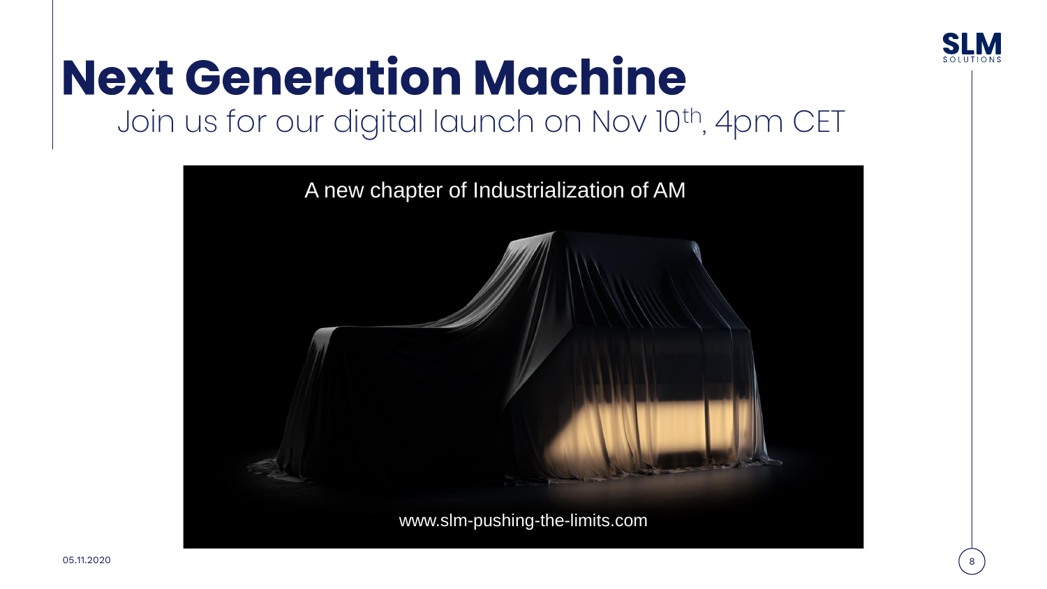# Next Generation Machine

Join us for our digital launch on Nov 10th, 4pm CET

A new chapter of Industrialization of AM

www.slm-pushing-the-limits.com